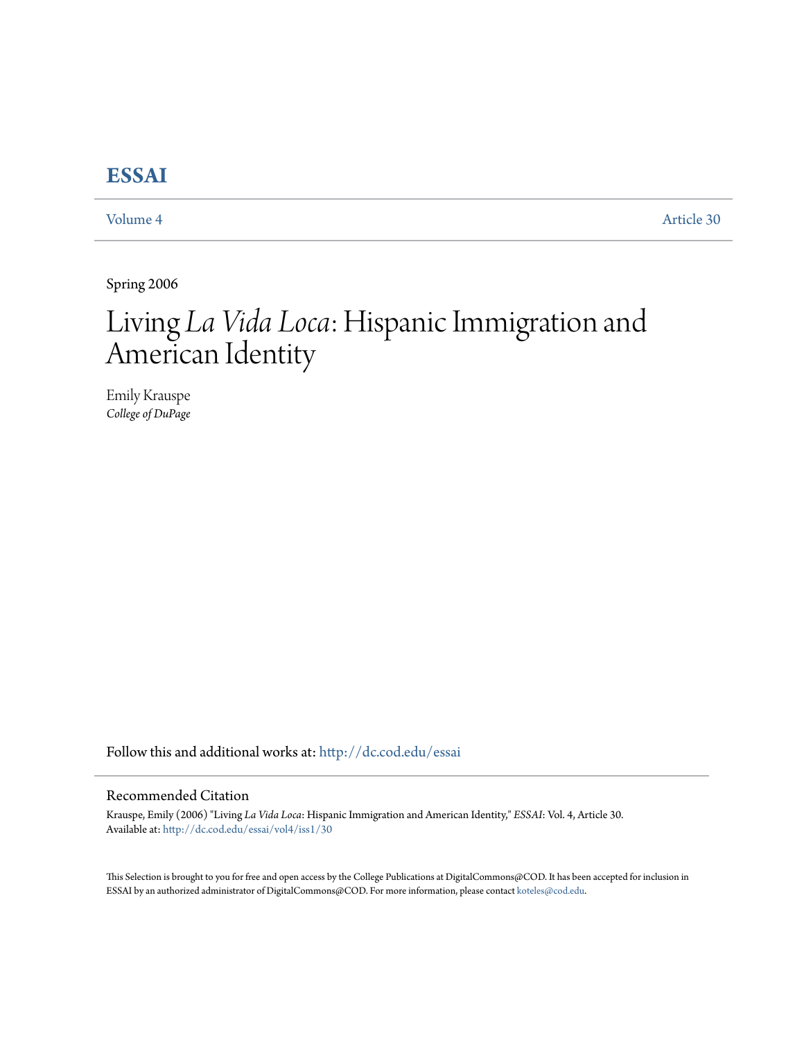# ESSAI

Volume 4 Article 30

Spring 2006

# Living *La Vida Loca*: Hispanic Immigration and American Identity

Emily Krauspe
*College of DuPage*

Follow this and additional works at: http://dc.cod.edu/essai

## Recommended Citation

Krauspe, Emily (2006) "Living *La Vida Loca*: Hispanic Immigration and American Identity," *ESSAI*: Vol. 4, Article 30.
Available at: http://dc.cod.edu/essai/vol4/iss1/30

This Selection is brought to you for free and open access by the College Publications at DigitalCommons@COD. It has been accepted for inclusion in ESSAI by an authorized administrator of DigitalCommons@COD. For more information, please contact koteles@cod.edu.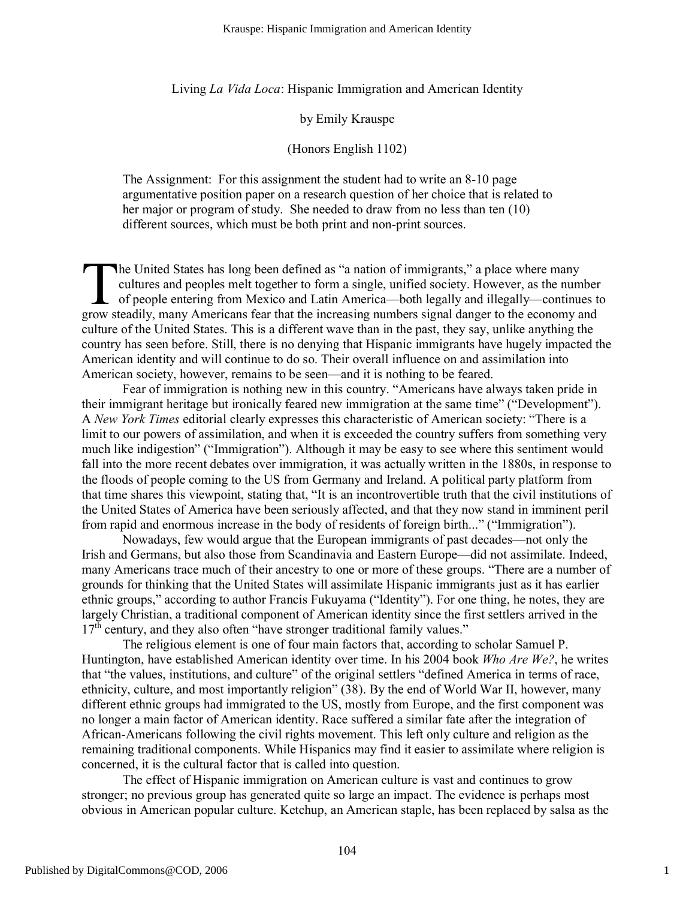Living *La Vida Loca*: Hispanic Immigration and American Identity

by Emily Krauspe

(Honors English 1102)

> The Assignment: For this assignment the student had to write an 8-10 page argumentative position paper on a research question of her choice that is related to her major or program of study. She needed to draw from no less than ten (10) different sources, which must be both print and non-print sources.

The United States has long been defined as "a nation of immigrants," a place where many cultures and peoples melt together to form a single, unified society. However, as the number of people entering from Mexico and Latin America—both legally and illegally—continues to grow steadily, many Americans fear that the increasing numbers signal danger to the economy and culture of the United States. This is a different wave than in the past, they say, unlike anything the country has seen before. Still, there is no denying that Hispanic immigrants have hugely impacted the American identity and will continue to do so. Their overall influence on and assimilation into American society, however, remains to be seen—and it is nothing to be feared.

Fear of immigration is nothing new in this country. "Americans have always taken pride in their immigrant heritage but ironically feared new immigration at the same time" ("Development"). A *New York Times* editorial clearly expresses this characteristic of American society: "There is a limit to our powers of assimilation, and when it is exceeded the country suffers from something very much like indigestion" ("Immigration"). Although it may be easy to see where this sentiment would fall into the more recent debates over immigration, it was actually written in the 1880s, in response to the floods of people coming to the US from Germany and Ireland. A political party platform from that time shares this viewpoint, stating that, "It is an incontrovertible truth that the civil institutions of the United States of America have been seriously affected, and that they now stand in imminent peril from rapid and enormous increase in the body of residents of foreign birth..." ("Immigration").

Nowadays, few would argue that the European immigrants of past decades—not only the Irish and Germans, but also those from Scandinavia and Eastern Europe—did not assimilate. Indeed, many Americans trace much of their ancestry to one or more of these groups. "There are a number of grounds for thinking that the United States will assimilate Hispanic immigrants just as it has earlier ethnic groups," according to author Francis Fukuyama ("Identity"). For one thing, he notes, they are largely Christian, a traditional component of American identity since the first settlers arrived in the 17th century, and they also often "have stronger traditional family values."

The religious element is one of four main factors that, according to scholar Samuel P. Huntington, have established American identity over time. In his 2004 book *Who Are We?*, he writes that "the values, institutions, and culture" of the original settlers "defined America in terms of race, ethnicity, culture, and most importantly religion" (38). By the end of World War II, however, many different ethnic groups had immigrated to the US, mostly from Europe, and the first component was no longer a main factor of American identity. Race suffered a similar fate after the integration of African-Americans following the civil rights movement. This left only culture and religion as the remaining traditional components. While Hispanics may find it easier to assimilate where religion is concerned, it is the cultural factor that is called into question.

The effect of Hispanic immigration on American culture is vast and continues to grow stronger; no previous group has generated quite so large an impact. The evidence is perhaps most obvious in American popular culture. Ketchup, an American staple, has been replaced by salsa as the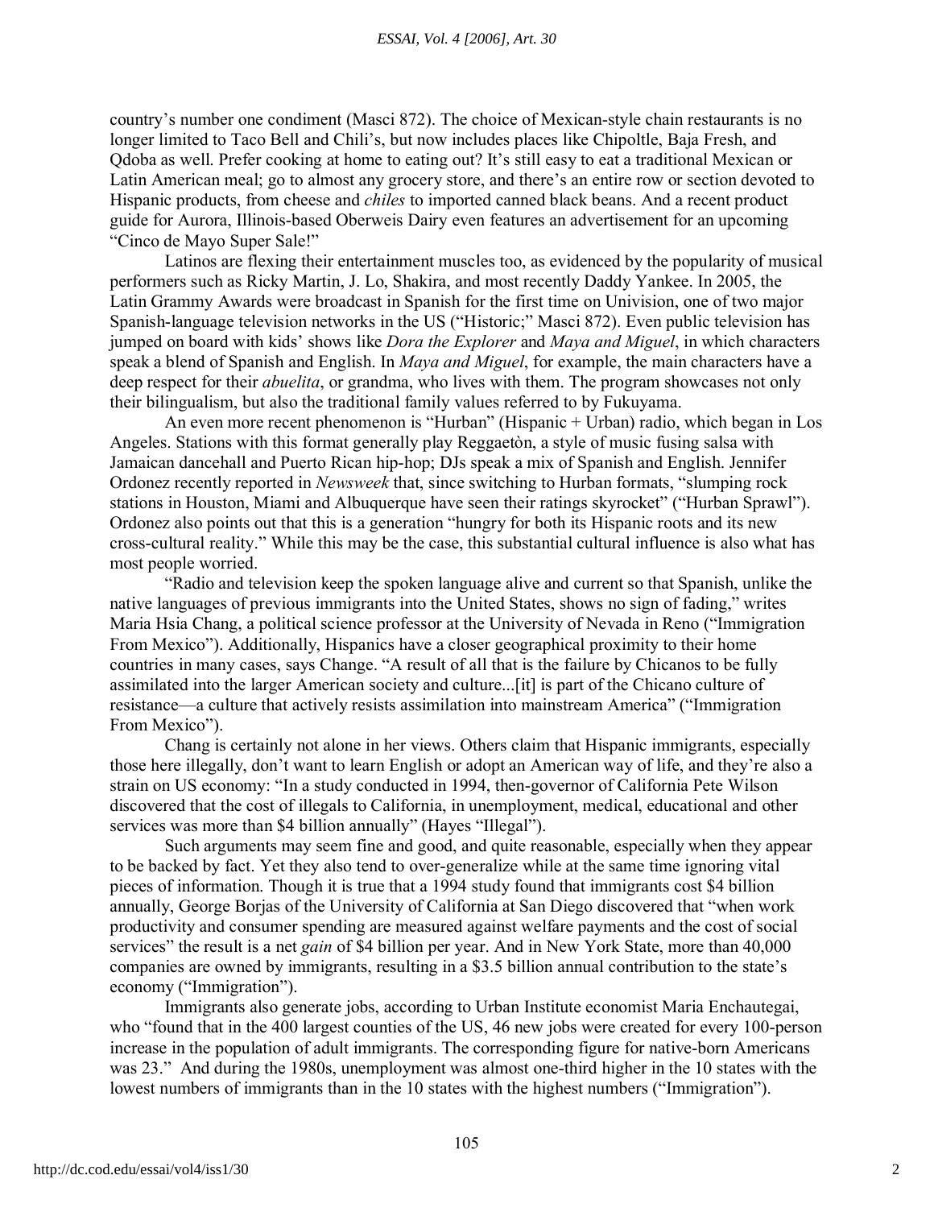country's number one condiment (Masci 872). The choice of Mexican-style chain restaurants is no longer limited to Taco Bell and Chili's, but now includes places like Chipoltle, Baja Fresh, and Qdoba as well. Prefer cooking at home to eating out? It's still easy to eat a traditional Mexican or Latin American meal; go to almost any grocery store, and there's an entire row or section devoted to Hispanic products, from cheese and *chiles* to imported canned black beans. And a recent product guide for Aurora, Illinois-based Oberweis Dairy even features an advertisement for an upcoming "Cinco de Mayo Super Sale!"

Latinos are flexing their entertainment muscles too, as evidenced by the popularity of musical performers such as Ricky Martin, J. Lo, Shakira, and most recently Daddy Yankee. In 2005, the Latin Grammy Awards were broadcast in Spanish for the first time on Univision, one of two major Spanish-language television networks in the US ("Historic;" Masci 872). Even public television has jumped on board with kids' shows like *Dora the Explorer* and *Maya and Miguel*, in which characters speak a blend of Spanish and English. In *Maya and Miguel*, for example, the main characters have a deep respect for their *abuelita*, or grandma, who lives with them. The program showcases not only their bilingualism, but also the traditional family values referred to by Fukuyama.

An even more recent phenomenon is "Hurban" (Hispanic + Urban) radio, which began in Los Angeles. Stations with this format generally play Reggaetòn, a style of music fusing salsa with Jamaican dancehall and Puerto Rican hip-hop; DJs speak a mix of Spanish and English. Jennifer Ordonez recently reported in *Newsweek* that, since switching to Hurban formats, "slumping rock stations in Houston, Miami and Albuquerque have seen their ratings skyrocket" ("Hurban Sprawl"). Ordonez also points out that this is a generation "hungry for both its Hispanic roots and its new cross-cultural reality." While this may be the case, this substantial cultural influence is also what has most people worried.

"Radio and television keep the spoken language alive and current so that Spanish, unlike the native languages of previous immigrants into the United States, shows no sign of fading," writes Maria Hsia Chang, a political science professor at the University of Nevada in Reno ("Immigration From Mexico"). Additionally, Hispanics have a closer geographical proximity to their home countries in many cases, says Change. "A result of all that is the failure by Chicanos to be fully assimilated into the larger American society and culture...[it] is part of the Chicano culture of resistance—a culture that actively resists assimilation into mainstream America" ("Immigration From Mexico").

Chang is certainly not alone in her views. Others claim that Hispanic immigrants, especially those here illegally, don't want to learn English or adopt an American way of life, and they're also a strain on US economy: "In a study conducted in 1994, then-governor of California Pete Wilson discovered that the cost of illegals to California, in unemployment, medical, educational and other services was more than $4 billion annually" (Hayes "Illegal").

Such arguments may seem fine and good, and quite reasonable, especially when they appear to be backed by fact. Yet they also tend to over-generalize while at the same time ignoring vital pieces of information. Though it is true that a 1994 study found that immigrants cost $4 billion annually, George Borjas of the University of California at San Diego discovered that "when work productivity and consumer spending are measured against welfare payments and the cost of social services" the result is a net *gain* of $4 billion per year. And in New York State, more than 40,000 companies are owned by immigrants, resulting in a $3.5 billion annual contribution to the state's economy ("Immigration").

Immigrants also generate jobs, according to Urban Institute economist Maria Enchautegai, who "found that in the 400 largest counties of the US, 46 new jobs were created for every 100-person increase in the population of adult immigrants. The corresponding figure for native-born Americans was 23." And during the 1980s, unemployment was almost one-third higher in the 10 states with the lowest numbers of immigrants than in the 10 states with the highest numbers ("Immigration").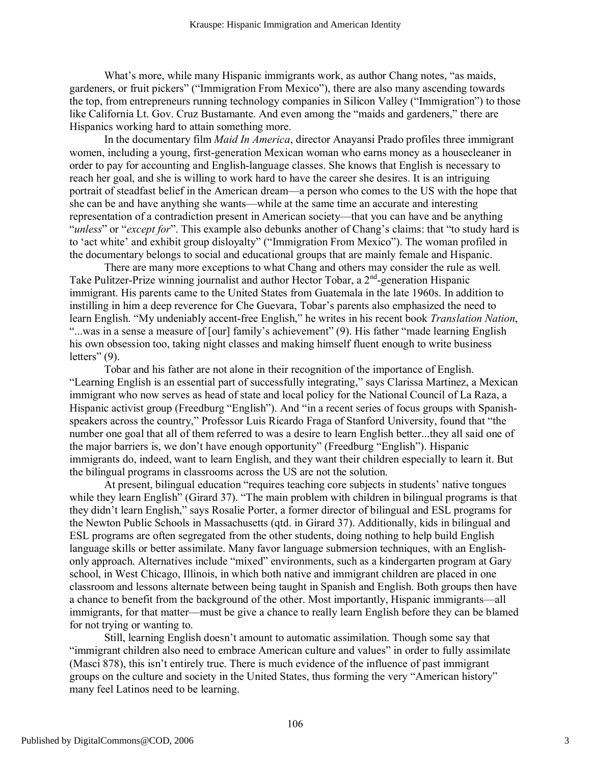What's more, while many Hispanic immigrants work, as author Chang notes, "as maids, gardeners, or fruit pickers" ("Immigration From Mexico"), there are also many ascending towards the top, from entrepreneurs running technology companies in Silicon Valley ("Immigration") to those like California Lt. Gov. Cruz Bustamante. And even among the "maids and gardeners," there are Hispanics working hard to attain something more.

In the documentary film *Maid In America*, director Anayansi Prado profiles three immigrant women, including a young, first-generation Mexican woman who earns money as a housecleaner in order to pay for accounting and English-language classes. She knows that English is necessary to reach her goal, and she is willing to work hard to have the career she desires. It is an intriguing portrait of steadfast belief in the American dream—a person who comes to the US with the hope that she can be and have anything she wants—while at the same time an accurate and interesting representation of a contradiction present in American society—that you can have and be anything "*unless*" or "*except for*". This example also debunks another of Chang's claims: that "to study hard is to 'act white' and exhibit group disloyalty" ("Immigration From Mexico"). The woman profiled in the documentary belongs to social and educational groups that are mainly female and Hispanic.

There are many more exceptions to what Chang and others may consider the rule as well. Take Pulitzer-Prize winning journalist and author Hector Tobar, a 2nd-generation Hispanic immigrant. His parents came to the United States from Guatemala in the late 1960s. In addition to instilling in him a deep reverence for Che Guevara, Tobar's parents also emphasized the need to learn English. "My undeniably accent-free English," he writes in his recent book *Translation Nation*, "...was in a sense a measure of [our] family's achievement" (9). His father "made learning English his own obsession too, taking night classes and making himself fluent enough to write business letters" (9).

Tobar and his father are not alone in their recognition of the importance of English. "Learning English is an essential part of successfully integrating," says Clarissa Martinez, a Mexican immigrant who now serves as head of state and local policy for the National Council of La Raza, a Hispanic activist group (Freedburg "English"). And "in a recent series of focus groups with Spanish-speakers across the country," Professor Luis Ricardo Fraga of Stanford University, found that "the number one goal that all of them referred to was a desire to learn English better...they all said one of the major barriers is, we don't have enough opportunity" (Freedburg "English"). Hispanic immigrants do, indeed, want to learn English, and they want their children especially to learn it. But the bilingual programs in classrooms across the US are not the solution.

At present, bilingual education "requires teaching core subjects in students' native tongues while they learn English" (Girard 37). "The main problem with children in bilingual programs is that they didn't learn English," says Rosalie Porter, a former director of bilingual and ESL programs for the Newton Public Schools in Massachusetts (qtd. in Girard 37). Additionally, kids in bilingual and ESL programs are often segregated from the other students, doing nothing to help build English language skills or better assimilate. Many favor language submersion techniques, with an English-only approach. Alternatives include "mixed" environments, such as a kindergarten program at Gary school, in West Chicago, Illinois, in which both native and immigrant children are placed in one classroom and lessons alternate between being taught in Spanish and English. Both groups then have a chance to benefit from the background of the other. Most importantly, Hispanic immigrants—all immigrants, for that matter—must be give a chance to really learn English before they can be blamed for not trying or wanting to.

Still, learning English doesn't amount to automatic assimilation. Though some say that "immigrant children also need to embrace American culture and values" in order to fully assimilate (Masci 878), this isn't entirely true. There is much evidence of the influence of past immigrant groups on the culture and society in the United States, thus forming the very "American history" many feel Latinos need to be learning.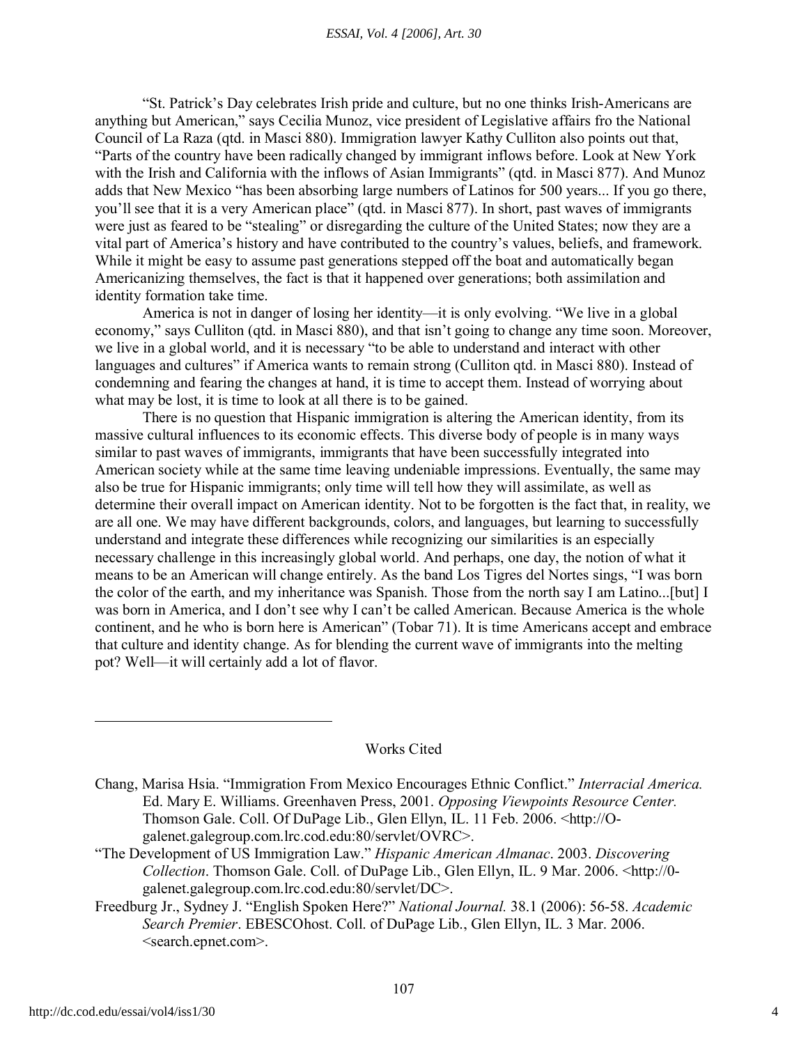"St. Patrick's Day celebrates Irish pride and culture, but no one thinks Irish-Americans are anything but American," says Cecilia Munoz, vice president of Legislative affairs fro the National Council of La Raza (qtd. in Masci 880). Immigration lawyer Kathy Culliton also points out that, "Parts of the country have been radically changed by immigrant inflows before. Look at New York with the Irish and California with the inflows of Asian Immigrants" (qtd. in Masci 877). And Munoz adds that New Mexico "has been absorbing large numbers of Latinos for 500 years... If you go there, you'll see that it is a very American place" (qtd. in Masci 877). In short, past waves of immigrants were just as feared to be "stealing" or disregarding the culture of the United States; now they are a vital part of America's history and have contributed to the country's values, beliefs, and framework. While it might be easy to assume past generations stepped off the boat and automatically began Americanizing themselves, the fact is that it happened over generations; both assimilation and identity formation take time.

America is not in danger of losing her identity—it is only evolving. "We live in a global economy," says Culliton (qtd. in Masci 880), and that isn't going to change any time soon. Moreover, we live in a global world, and it is necessary "to be able to understand and interact with other languages and cultures" if America wants to remain strong (Culliton qtd. in Masci 880). Instead of condemning and fearing the changes at hand, it is time to accept them. Instead of worrying about what may be lost, it is time to look at all there is to be gained.

There is no question that Hispanic immigration is altering the American identity, from its massive cultural influences to its economic effects. This diverse body of people is in many ways similar to past waves of immigrants, immigrants that have been successfully integrated into American society while at the same time leaving undeniable impressions. Eventually, the same may also be true for Hispanic immigrants; only time will tell how they will assimilate, as well as determine their overall impact on American identity. Not to be forgotten is the fact that, in reality, we are all one. We may have different backgrounds, colors, and languages, but learning to successfully understand and integrate these differences while recognizing our similarities is an especially necessary challenge in this increasingly global world. And perhaps, one day, the notion of what it means to be an American will change entirely. As the band Los Tigres del Nortes sings, "I was born the color of the earth, and my inheritance was Spanish. Those from the north say I am Latino...[but] I was born in America, and I don't see why I can't be called American. Because America is the whole continent, and he who is born here is American" (Tobar 71). It is time Americans accept and embrace that culture and identity change. As for blending the current wave of immigrants into the melting pot? Well—it will certainly add a lot of flavor.

## Works Cited

Chang, Marisa Hsia. "Immigration From Mexico Encourages Ethnic Conflict." *Interracial America.* Ed. Mary E. Williams. Greenhaven Press, 2001. *Opposing Viewpoints Resource Center.* Thomson Gale. Coll. Of DuPage Lib., Glen Ellyn, IL. 11 Feb. 2006. <http://O-galenet.galegroup.com.lrc.cod.edu:80/servlet/OVRC>.

"The Development of US Immigration Law." *Hispanic American Almanac*. 2003. *Discovering Collection*. Thomson Gale. Coll. of DuPage Lib., Glen Ellyn, IL. 9 Mar. 2006. <http://0-galenet.galegroup.com.lrc.cod.edu:80/servlet/DC>.

Freedburg Jr., Sydney J. "English Spoken Here?" *National Journal.* 38.1 (2006): 56-58. *Academic Search Premier*. EBSCOhost. Coll. of DuPage Lib., Glen Ellyn, IL. 3 Mar. 2006. <search.epnet.com>.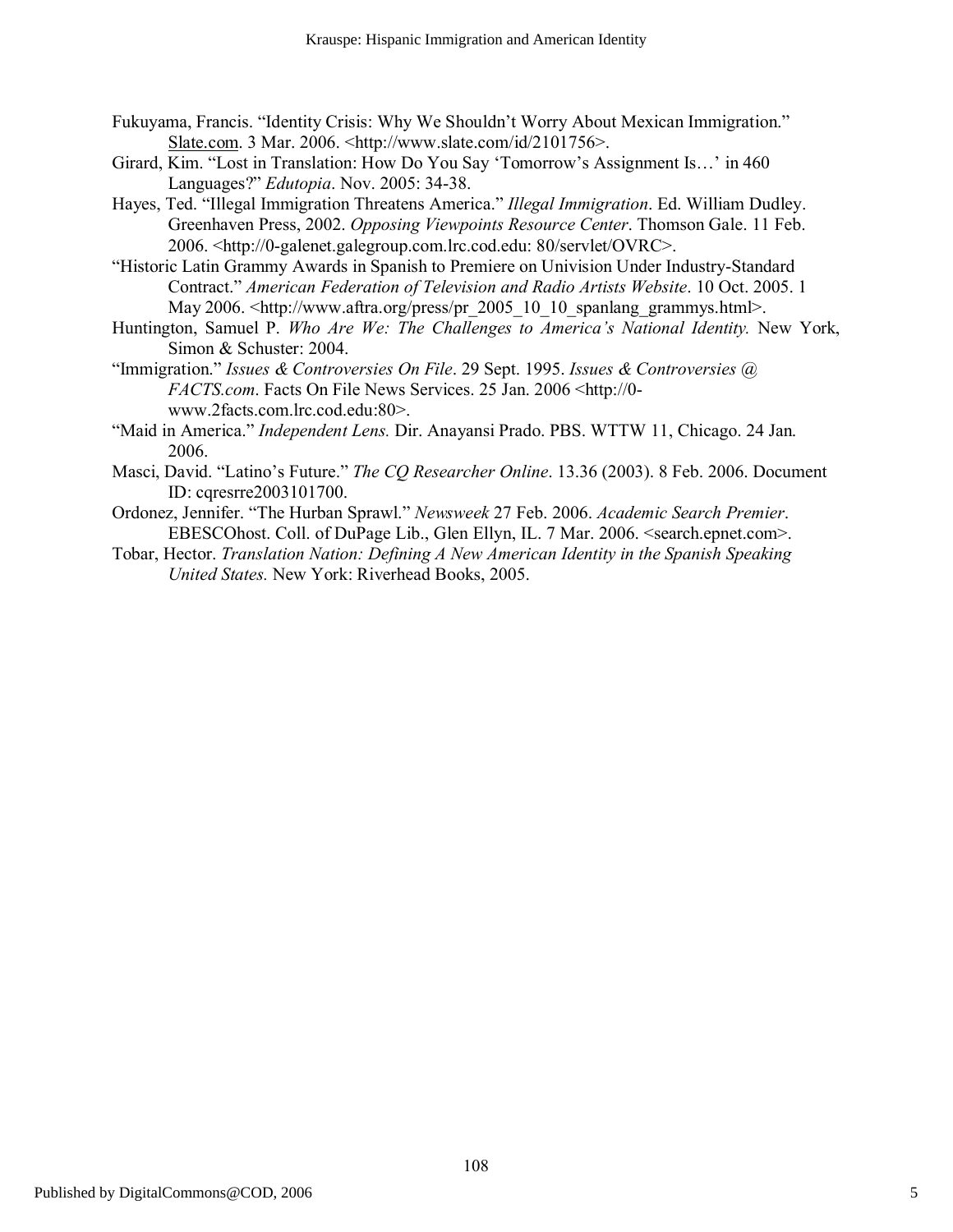Fukuyama, Francis. "Identity Crisis: Why We Shouldn't Worry About Mexican Immigration." Slate.com. 3 Mar. 2006. <http://www.slate.com/id/2101756>.

Girard, Kim. "Lost in Translation: How Do You Say 'Tomorrow's Assignment Is…' in 460 Languages?" *Edutopia*. Nov. 2005: 34-38.

Hayes, Ted. "Illegal Immigration Threatens America." *Illegal Immigration*. Ed. William Dudley. Greenhaven Press, 2002. *Opposing Viewpoints Resource Center*. Thomson Gale. 11 Feb. 2006. <http://0-galenet.galegroup.com.lrc.cod.edu: 80/servlet/OVRC>.

"Historic Latin Grammy Awards in Spanish to Premiere on Univision Under Industry-Standard Contract." *American Federation of Television and Radio Artists Website*. 10 Oct. 2005. 1 May 2006. <http://www.aftra.org/press/pr_2005_10_10_spanlang_grammys.html>.

Huntington, Samuel P. *Who Are We: The Challenges to America's National Identity.* New York, Simon & Schuster: 2004.

"Immigration." *Issues & Controversies On File*. 29 Sept. 1995. *Issues & Controversies @ FACTS.com*. Facts On File News Services. 25 Jan. 2006 <http://0-www.2facts.com.lrc.cod.edu:80>.

"Maid in America." *Independent Lens.* Dir. Anayansi Prado. PBS. WTTW 11, Chicago. 24 Jan. 2006.

Masci, David. "Latino's Future." *The CQ Researcher Online*. 13.36 (2003). 8 Feb. 2006. Document ID: cqresrre2003101700.

Ordonez, Jennifer. "The Hurban Sprawl." *Newsweek* 27 Feb. 2006. *Academic Search Premier*. EBESCOhost. Coll. of DuPage Lib., Glen Ellyn, IL. 7 Mar. 2006. <search.epnet.com>.

Tobar, Hector. *Translation Nation: Defining A New American Identity in the Spanish Speaking United States.* New York: Riverhead Books, 2005.